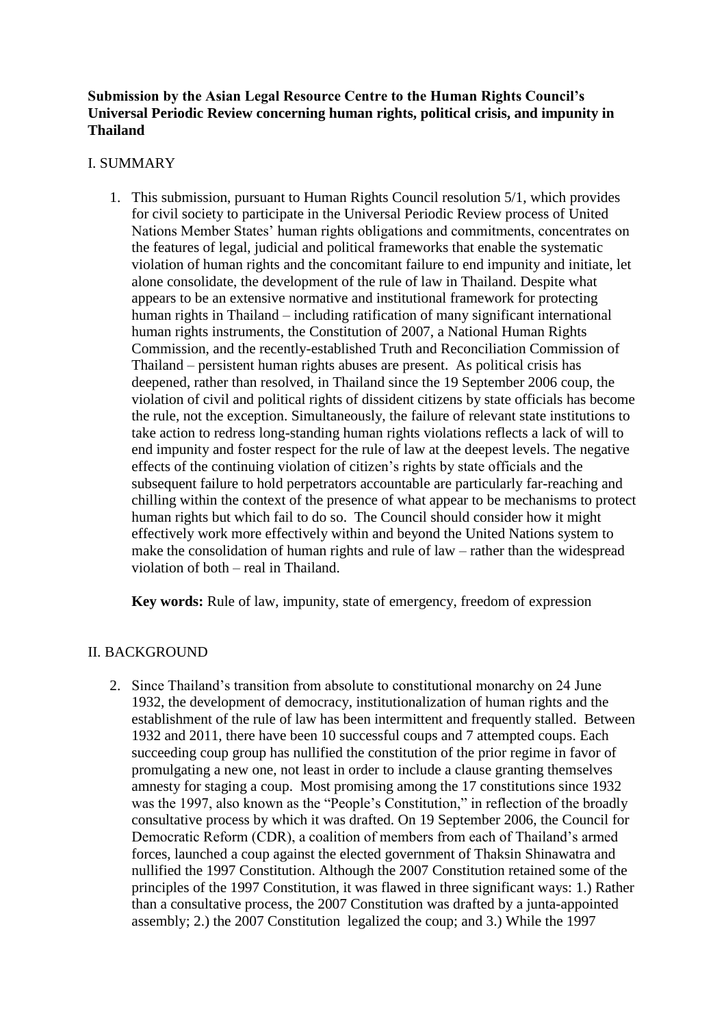**Submission by the Asian Legal Resource Centre to the Human Rights Council's Universal Periodic Review concerning human rights, political crisis, and impunity in Thailand**

## I. SUMMARY

1. This submission, pursuant to Human Rights Council resolution 5/1, which provides for civil society to participate in the Universal Periodic Review process of United Nations Member States' human rights obligations and commitments, concentrates on the features of legal, judicial and political frameworks that enable the systematic violation of human rights and the concomitant failure to end impunity and initiate, let alone consolidate, the development of the rule of law in Thailand. Despite what appears to be an extensive normative and institutional framework for protecting human rights in Thailand – including ratification of many significant international human rights instruments, the Constitution of 2007, a National Human Rights Commission, and the recently-established Truth and Reconciliation Commission of Thailand – persistent human rights abuses are present. As political crisis has deepened, rather than resolved, in Thailand since the 19 September 2006 coup, the violation of civil and political rights of dissident citizens by state officials has become the rule, not the exception. Simultaneously, the failure of relevant state institutions to take action to redress long-standing human rights violations reflects a lack of will to end impunity and foster respect for the rule of law at the deepest levels. The negative effects of the continuing violation of citizen's rights by state officials and the subsequent failure to hold perpetrators accountable are particularly far-reaching and chilling within the context of the presence of what appear to be mechanisms to protect human rights but which fail to do so. The Council should consider how it might effectively work more effectively within and beyond the United Nations system to make the consolidation of human rights and rule of law – rather than the widespread violation of both – real in Thailand.

   **Key words:** Rule of law, impunity, state of emergency, freedom of expression

## II. BACKGROUND

2. Since Thailand's transition from absolute to constitutional monarchy on 24 June 1932, the development of democracy, institutionalization of human rights and the establishment of the rule of law has been intermittent and frequently stalled. Between 1932 and 2011, there have been 10 successful coups and 7 attempted coups. Each succeeding coup group has nullified the constitution of the prior regime in favor of promulgating a new one, not least in order to include a clause granting themselves amnesty for staging a coup. Most promising among the 17 constitutions since 1932 was the 1997, also known as the "People's Constitution," in reflection of the broadly consultative process by which it was drafted. On 19 September 2006, the Council for Democratic Reform (CDR), a coalition of members from each of Thailand's armed forces, launched a coup against the elected government of Thaksin Shinawatra and nullified the 1997 Constitution. Although the 2007 Constitution retained some of the principles of the 1997 Constitution, it was flawed in three significant ways: 1.) Rather than a consultative process, the 2007 Constitution was drafted by a junta-appointed assembly; 2.) the 2007 Constitution legalized the coup; and 3.) While the 1997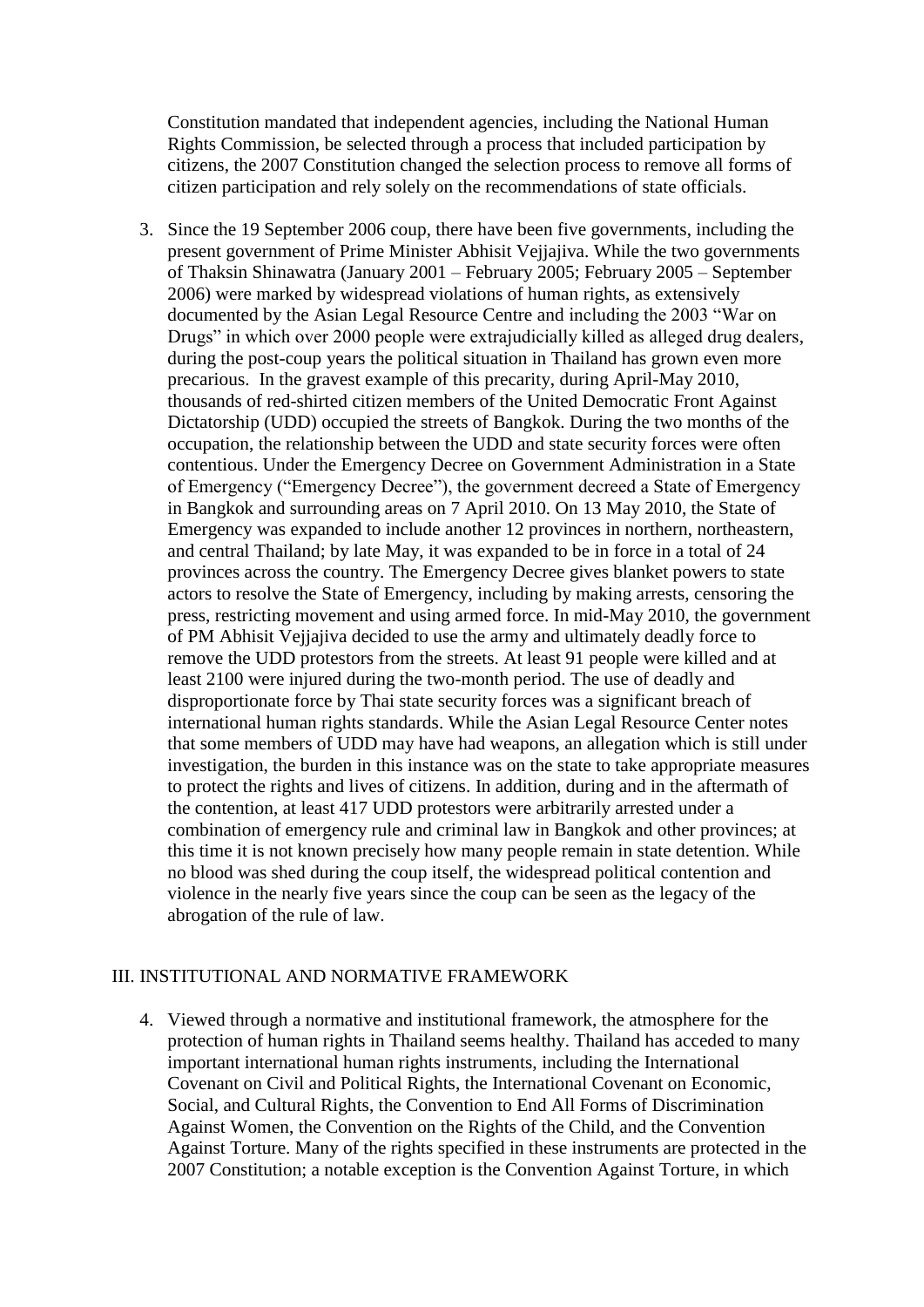Constitution mandated that independent agencies, including the National Human Rights Commission, be selected through a process that included participation by citizens, the 2007 Constitution changed the selection process to remove all forms of citizen participation and rely solely on the recommendations of state officials.

3. Since the 19 September 2006 coup, there have been five governments, including the present government of Prime Minister Abhisit Vejjajiva. While the two governments of Thaksin Shinawatra (January 2001 – February 2005; February 2005 – September 2006) were marked by widespread violations of human rights, as extensively documented by the Asian Legal Resource Centre and including the 2003 "War on Drugs" in which over 2000 people were extrajudicially killed as alleged drug dealers, during the post-coup years the political situation in Thailand has grown even more precarious. In the gravest example of this precarity, during April-May 2010, thousands of red-shirted citizen members of the United Democratic Front Against Dictatorship (UDD) occupied the streets of Bangkok. During the two months of the occupation, the relationship between the UDD and state security forces were often contentious. Under the Emergency Decree on Government Administration in a State of Emergency ("Emergency Decree"), the government decreed a State of Emergency in Bangkok and surrounding areas on 7 April 2010. On 13 May 2010, the State of Emergency was expanded to include another 12 provinces in northern, northeastern, and central Thailand; by late May, it was expanded to be in force in a total of 24 provinces across the country. The Emergency Decree gives blanket powers to state actors to resolve the State of Emergency, including by making arrests, censoring the press, restricting movement and using armed force. In mid-May 2010, the government of PM Abhisit Vejjajiva decided to use the army and ultimately deadly force to remove the UDD protestors from the streets. At least 91 people were killed and at least 2100 were injured during the two-month period. The use of deadly and disproportionate force by Thai state security forces was a significant breach of international human rights standards. While the Asian Legal Resource Center notes that some members of UDD may have had weapons, an allegation which is still under investigation, the burden in this instance was on the state to take appropriate measures to protect the rights and lives of citizens. In addition, during and in the aftermath of the contention, at least 417 UDD protestors were arbitrarily arrested under a combination of emergency rule and criminal law in Bangkok and other provinces; at this time it is not known precisely how many people remain in state detention. While no blood was shed during the coup itself, the widespread political contention and violence in the nearly five years since the coup can be seen as the legacy of the abrogation of the rule of law.

## III. INSTITUTIONAL AND NORMATIVE FRAMEWORK

4. Viewed through a normative and institutional framework, the atmosphere for the protection of human rights in Thailand seems healthy. Thailand has acceded to many important international human rights instruments, including the International Covenant on Civil and Political Rights, the International Covenant on Economic, Social, and Cultural Rights, the Convention to End All Forms of Discrimination Against Women, the Convention on the Rights of the Child, and the Convention Against Torture. Many of the rights specified in these instruments are protected in the 2007 Constitution; a notable exception is the Convention Against Torture, in which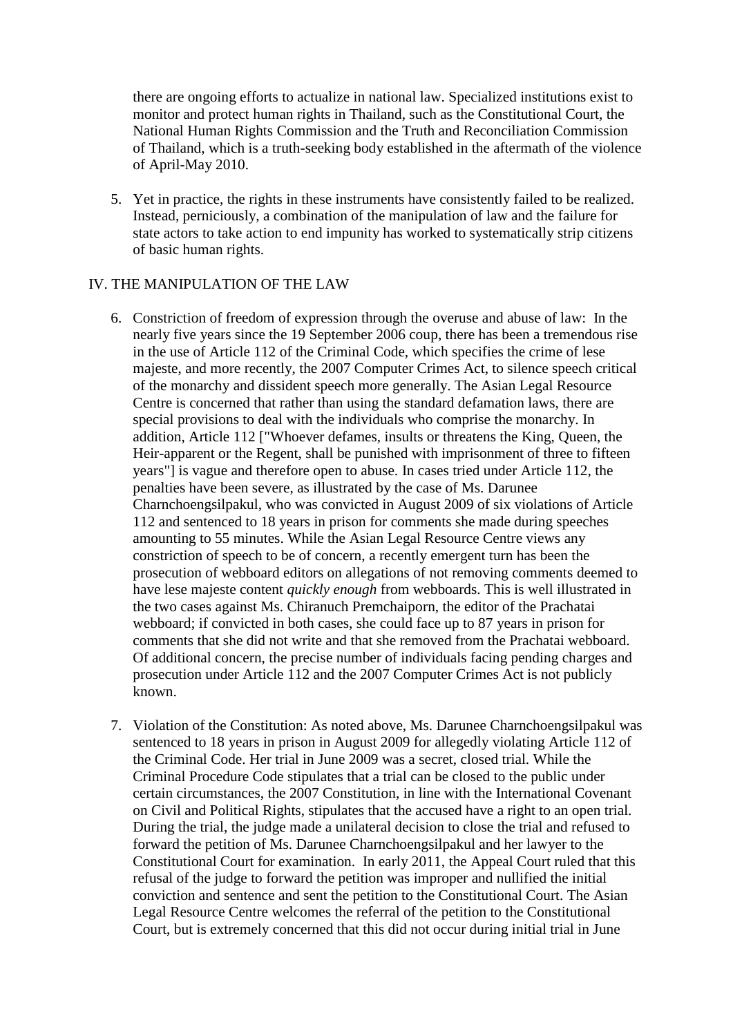there are ongoing efforts to actualize in national law. Specialized institutions exist to monitor and protect human rights in Thailand, such as the Constitutional Court, the National Human Rights Commission and the Truth and Reconciliation Commission of Thailand, which is a truth-seeking body established in the aftermath of the violence of April-May 2010.

5. Yet in practice, the rights in these instruments have consistently failed to be realized. Instead, perniciously, a combination of the manipulation of law and the failure for state actors to take action to end impunity has worked to systematically strip citizens of basic human rights.

## IV. THE MANIPULATION OF THE LAW

6. Constriction of freedom of expression through the overuse and abuse of law: In the nearly five years since the 19 September 2006 coup, there has been a tremendous rise in the use of Article 112 of the Criminal Code, which specifies the crime of lese majeste, and more recently, the 2007 Computer Crimes Act, to silence speech critical of the monarchy and dissident speech more generally. The Asian Legal Resource Centre is concerned that rather than using the standard defamation laws, there are special provisions to deal with the individuals who comprise the monarchy. In addition, Article 112 ["Whoever defames, insults or threatens the King, Queen, the Heir-apparent or the Regent, shall be punished with imprisonment of three to fifteen years"] is vague and therefore open to abuse. In cases tried under Article 112, the penalties have been severe, as illustrated by the case of Ms. Darunee Charnchoengsilpakul, who was convicted in August 2009 of six violations of Article 112 and sentenced to 18 years in prison for comments she made during speeches amounting to 55 minutes. While the Asian Legal Resource Centre views any constriction of speech to be of concern, a recently emergent turn has been the prosecution of webboard editors on allegations of not removing comments deemed to have lese majeste content *quickly enough* from webboards. This is well illustrated in the two cases against Ms. Chiranuch Premchaiporn, the editor of the Prachatai webboard; if convicted in both cases, she could face up to 87 years in prison for comments that she did not write and that she removed from the Prachatai webboard. Of additional concern, the precise number of individuals facing pending charges and prosecution under Article 112 and the 2007 Computer Crimes Act is not publicly known.

7. Violation of the Constitution: As noted above, Ms. Darunee Charnchoengsilpakul was sentenced to 18 years in prison in August 2009 for allegedly violating Article 112 of the Criminal Code. Her trial in June 2009 was a secret, closed trial. While the Criminal Procedure Code stipulates that a trial can be closed to the public under certain circumstances, the 2007 Constitution, in line with the International Covenant on Civil and Political Rights, stipulates that the accused have a right to an open trial. During the trial, the judge made a unilateral decision to close the trial and refused to forward the petition of Ms. Darunee Charnchoengsilpakul and her lawyer to the Constitutional Court for examination. In early 2011, the Appeal Court ruled that this refusal of the judge to forward the petition was improper and nullified the initial conviction and sentence and sent the petition to the Constitutional Court. The Asian Legal Resource Centre welcomes the referral of the petition to the Constitutional Court, but is extremely concerned that this did not occur during initial trial in June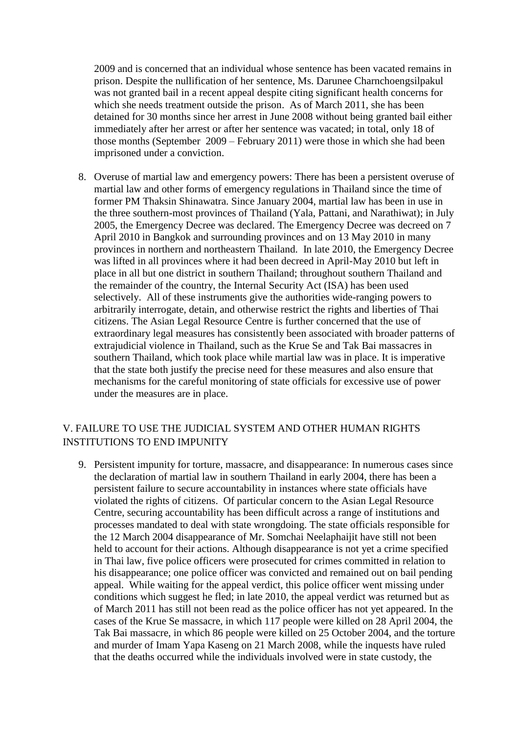2009 and is concerned that an individual whose sentence has been vacated remains in prison. Despite the nullification of her sentence, Ms. Darunee Charnchoengsilpakul was not granted bail in a recent appeal despite citing significant health concerns for which she needs treatment outside the prison. As of March 2011, she has been detained for 30 months since her arrest in June 2008 without being granted bail either immediately after her arrest or after her sentence was vacated; in total, only 18 of those months (September 2009 – February 2011) were those in which she had been imprisoned under a conviction.

8. Overuse of martial law and emergency powers: There has been a persistent overuse of martial law and other forms of emergency regulations in Thailand since the time of former PM Thaksin Shinawatra. Since January 2004, martial law has been in use in the three southern-most provinces of Thailand (Yala, Pattani, and Narathiwat); in July 2005, the Emergency Decree was declared. The Emergency Decree was decreed on 7 April 2010 in Bangkok and surrounding provinces and on 13 May 2010 in many provinces in northern and northeastern Thailand. In late 2010, the Emergency Decree was lifted in all provinces where it had been decreed in April-May 2010 but left in place in all but one district in southern Thailand; throughout southern Thailand and the remainder of the country, the Internal Security Act (ISA) has been used selectively. All of these instruments give the authorities wide-ranging powers to arbitrarily interrogate, detain, and otherwise restrict the rights and liberties of Thai citizens. The Asian Legal Resource Centre is further concerned that the use of extraordinary legal measures has consistently been associated with broader patterns of extrajudicial violence in Thailand, such as the Krue Se and Tak Bai massacres in southern Thailand, which took place while martial law was in place. It is imperative that the state both justify the precise need for these measures and also ensure that mechanisms for the careful monitoring of state officials for excessive use of power under the measures are in place.

## V. FAILURE TO USE THE JUDICIAL SYSTEM AND OTHER HUMAN RIGHTS INSTITUTIONS TO END IMPUNITY

9. Persistent impunity for torture, massacre, and disappearance: In numerous cases since the declaration of martial law in southern Thailand in early 2004, there has been a persistent failure to secure accountability in instances where state officials have violated the rights of citizens. Of particular concern to the Asian Legal Resource Centre, securing accountability has been difficult across a range of institutions and processes mandated to deal with state wrongdoing. The state officials responsible for the 12 March 2004 disappearance of Mr. Somchai Neelaphaijit have still not been held to account for their actions. Although disappearance is not yet a crime specified in Thai law, five police officers were prosecuted for crimes committed in relation to his disappearance; one police officer was convicted and remained out on bail pending appeal. While waiting for the appeal verdict, this police officer went missing under conditions which suggest he fled; in late 2010, the appeal verdict was returned but as of March 2011 has still not been read as the police officer has not yet appeared. In the cases of the Krue Se massacre, in which 117 people were killed on 28 April 2004, the Tak Bai massacre, in which 86 people were killed on 25 October 2004, and the torture and murder of Imam Yapa Kaseng on 21 March 2008, while the inquests have ruled that the deaths occurred while the individuals involved were in state custody, the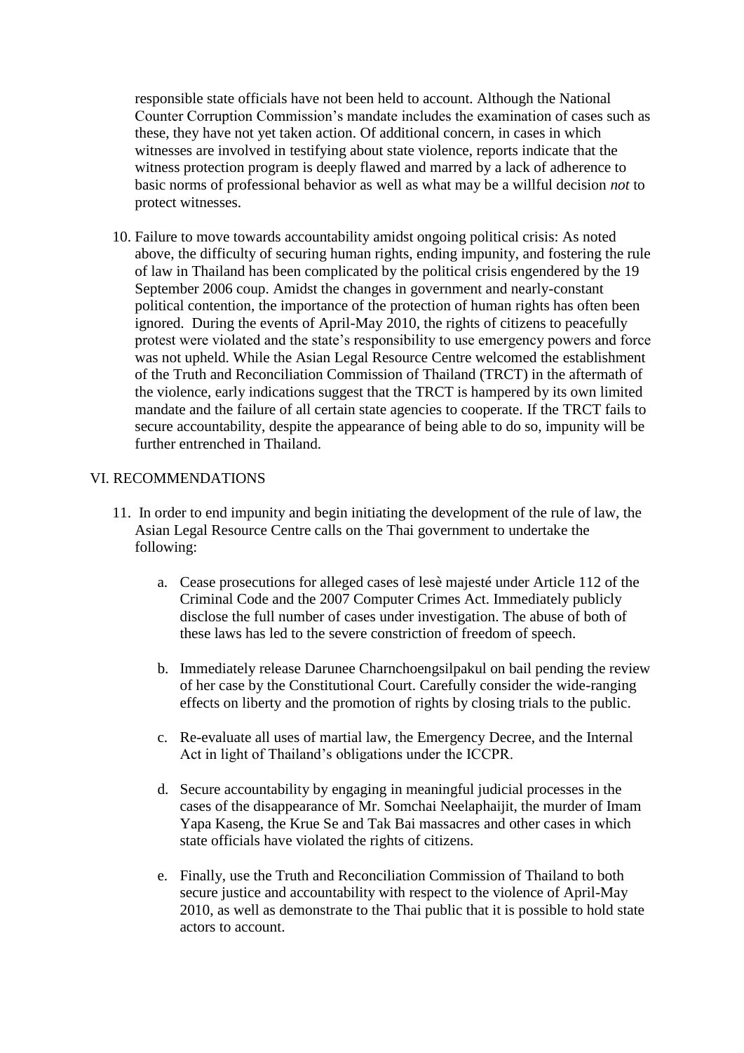responsible state officials have not been held to account. Although the National Counter Corruption Commission's mandate includes the examination of cases such as these, they have not yet taken action. Of additional concern, in cases in which witnesses are involved in testifying about state violence, reports indicate that the witness protection program is deeply flawed and marred by a lack of adherence to basic norms of professional behavior as well as what may be a willful decision *not* to protect witnesses.

10. Failure to move towards accountability amidst ongoing political crisis: As noted above, the difficulty of securing human rights, ending impunity, and fostering the rule of law in Thailand has been complicated by the political crisis engendered by the 19 September 2006 coup. Amidst the changes in government and nearly-constant political contention, the importance of the protection of human rights has often been ignored. During the events of April-May 2010, the rights of citizens to peacefully protest were violated and the state's responsibility to use emergency powers and force was not upheld. While the Asian Legal Resource Centre welcomed the establishment of the Truth and Reconciliation Commission of Thailand (TRCT) in the aftermath of the violence, early indications suggest that the TRCT is hampered by its own limited mandate and the failure of all certain state agencies to cooperate. If the TRCT fails to secure accountability, despite the appearance of being able to do so, impunity will be further entrenched in Thailand.

## VI. RECOMMENDATIONS

11. In order to end impunity and begin initiating the development of the rule of law, the Asian Legal Resource Centre calls on the Thai government to undertake the following:

    a. Cease prosecutions for alleged cases of lesè majesté under Article 112 of the Criminal Code and the 2007 Computer Crimes Act. Immediately publicly disclose the full number of cases under investigation. The abuse of both of these laws has led to the severe constriction of freedom of speech.

    b. Immediately release Darunee Charnchoengsilpakul on bail pending the review of her case by the Constitutional Court. Carefully consider the wide-ranging effects on liberty and the promotion of rights by closing trials to the public.

    c. Re-evaluate all uses of martial law, the Emergency Decree, and the Internal Act in light of Thailand's obligations under the ICCPR.

    d. Secure accountability by engaging in meaningful judicial processes in the cases of the disappearance of Mr. Somchai Neelaphaijit, the murder of Imam Yapa Kaseng, the Krue Se and Tak Bai massacres and other cases in which state officials have violated the rights of citizens.

    e. Finally, use the Truth and Reconciliation Commission of Thailand to both secure justice and accountability with respect to the violence of April-May 2010, as well as demonstrate to the Thai public that it is possible to hold state actors to account.